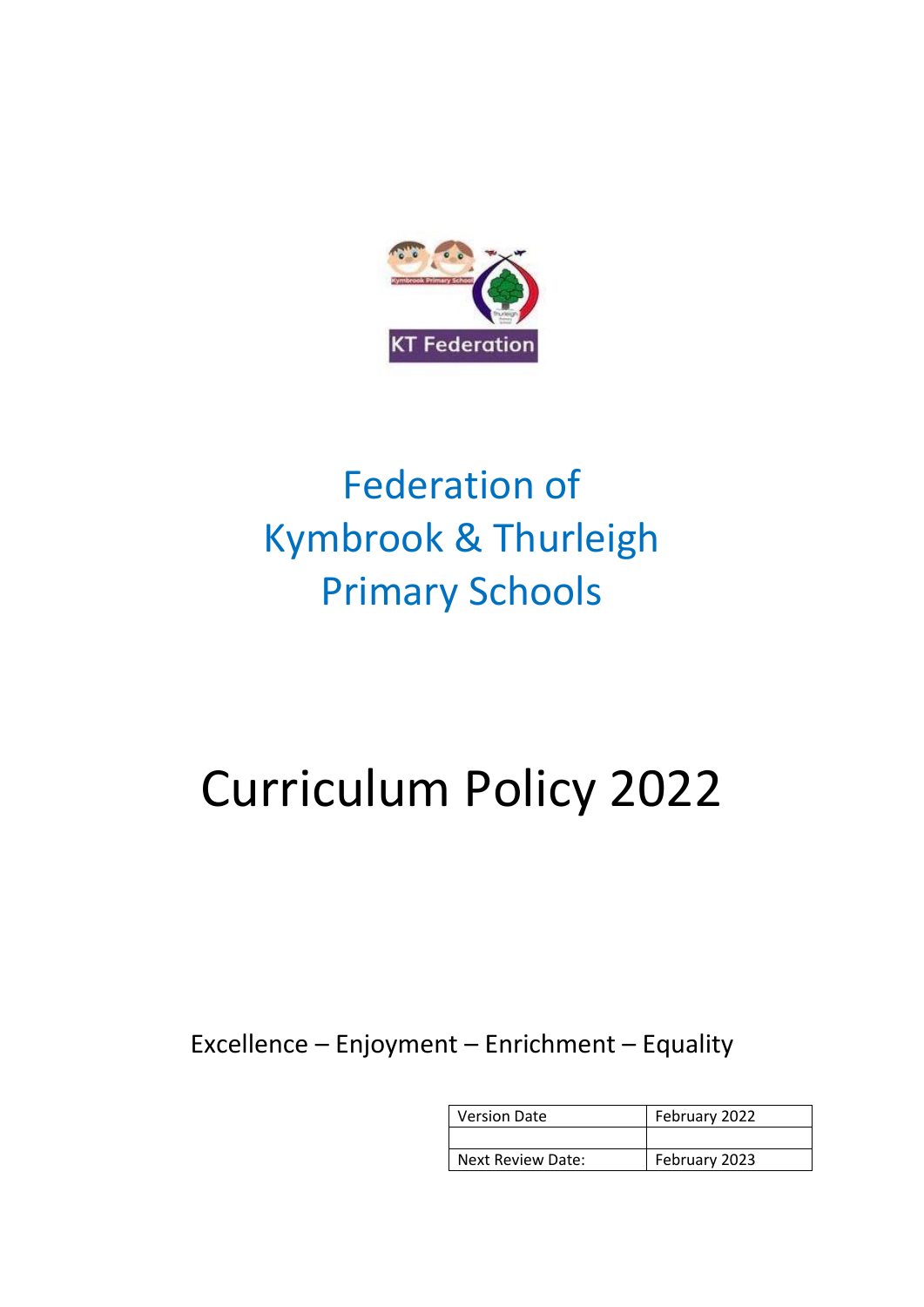# Federation of Kymbrook & Thurleigh Primary Schools

# Curriculum Policy 2022

Excellence – Enjoyment – Enrichment – Equality

| Version Date | February 2022 |
| --- | --- |
| | |
| Next Review Date: | February 2023 |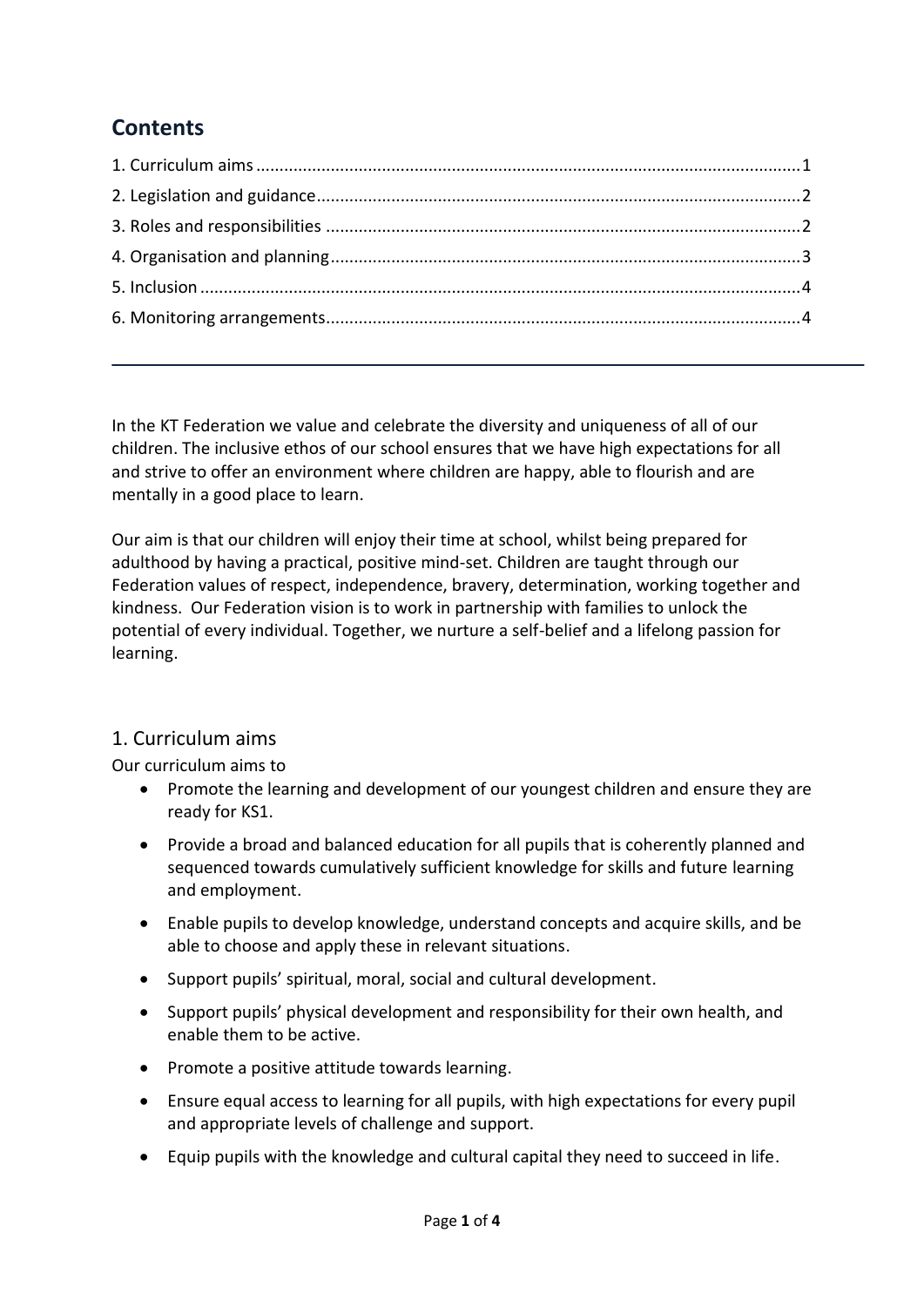## Contents

1. Curriculum aims ... 1
2. Legislation and guidance ... 2
3. Roles and responsibilities ... 2
4. Organisation and planning ... 3
5. Inclusion ... 4
6. Monitoring arrangements ... 4

---

In the KT Federation we value and celebrate the diversity and uniqueness of all of our children. The inclusive ethos of our school ensures that we have high expectations for all and strive to offer an environment where children are happy, able to flourish and are mentally in a good place to learn.

Our aim is that our children will enjoy their time at school, whilst being prepared for adulthood by having a practical, positive mind-set. Children are taught through our Federation values of respect, independence, bravery, determination, working together and kindness. Our Federation vision is to work in partnership with families to unlock the potential of every individual. Together, we nurture a self-belief and a lifelong passion for learning.

## 1. Curriculum aims

Our curriculum aims to

- Promote the learning and development of our youngest children and ensure they are ready for KS1.
- Provide a broad and balanced education for all pupils that is coherently planned and sequenced towards cumulatively sufficient knowledge for skills and future learning and employment.
- Enable pupils to develop knowledge, understand concepts and acquire skills, and be able to choose and apply these in relevant situations.
- Support pupils' spiritual, moral, social and cultural development.
- Support pupils' physical development and responsibility for their own health, and enable them to be active.
- Promote a positive attitude towards learning.
- Ensure equal access to learning for all pupils, with high expectations for every pupil and appropriate levels of challenge and support.
- Equip pupils with the knowledge and cultural capital they need to succeed in life.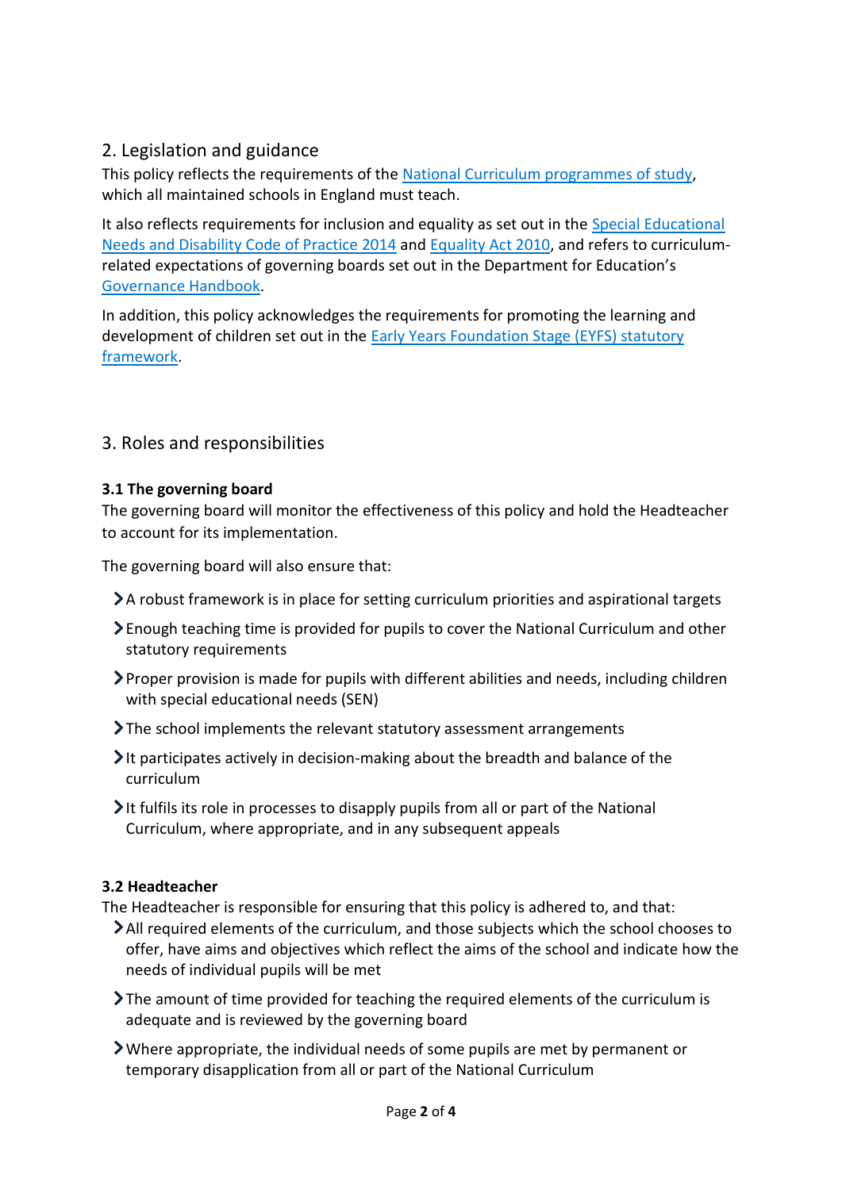## 2. Legislation and guidance

This policy reflects the requirements of the National Curriculum programmes of study, which all maintained schools in England must teach.

It also reflects requirements for inclusion and equality as set out in the Special Educational Needs and Disability Code of Practice 2014 and Equality Act 2010, and refers to curriculum-related expectations of governing boards set out in the Department for Education's Governance Handbook.

In addition, this policy acknowledges the requirements for promoting the learning and development of children set out in the Early Years Foundation Stage (EYFS) statutory framework.

## 3. Roles and responsibilities

### 3.1 The governing board

The governing board will monitor the effectiveness of this policy and hold the Headteacher to account for its implementation.

The governing board will also ensure that:

- A robust framework is in place for setting curriculum priorities and aspirational targets
- Enough teaching time is provided for pupils to cover the National Curriculum and other statutory requirements
- Proper provision is made for pupils with different abilities and needs, including children with special educational needs (SEN)
- The school implements the relevant statutory assessment arrangements
- It participates actively in decision-making about the breadth and balance of the curriculum
- It fulfils its role in processes to disapply pupils from all or part of the National Curriculum, where appropriate, and in any subsequent appeals

### 3.2 Headteacher

The Headteacher is responsible for ensuring that this policy is adhered to, and that:

- All required elements of the curriculum, and those subjects which the school chooses to offer, have aims and objectives which reflect the aims of the school and indicate how the needs of individual pupils will be met
- The amount of time provided for teaching the required elements of the curriculum is adequate and is reviewed by the governing board
- Where appropriate, the individual needs of some pupils are met by permanent or temporary disapplication from all or part of the National Curriculum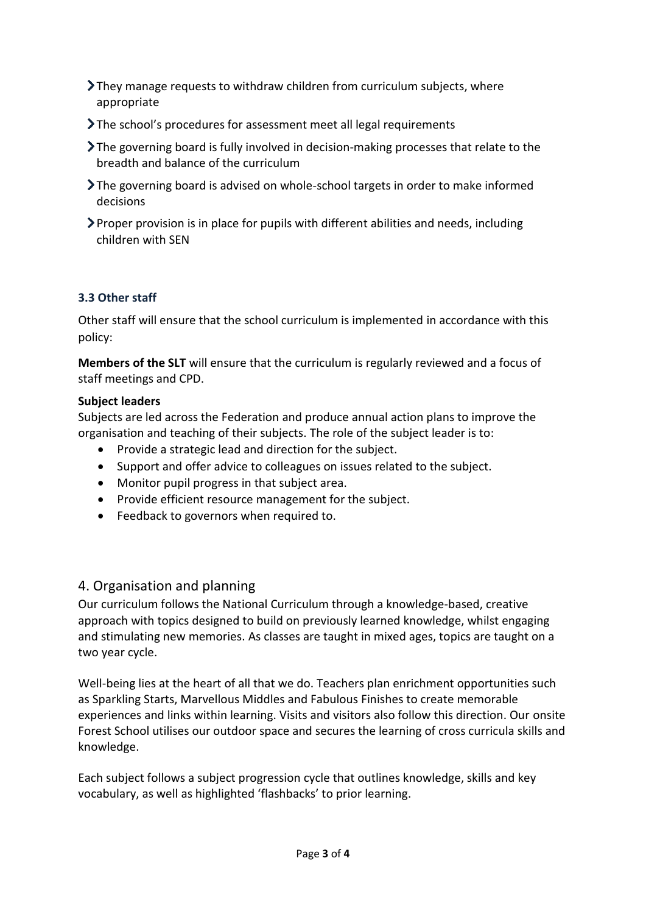- They manage requests to withdraw children from curriculum subjects, where appropriate
- The school's procedures for assessment meet all legal requirements
- The governing board is fully involved in decision-making processes that relate to the breadth and balance of the curriculum
- The governing board is advised on whole-school targets in order to make informed decisions
- Proper provision is in place for pupils with different abilities and needs, including children with SEN

### 3.3 Other staff

Other staff will ensure that the school curriculum is implemented in accordance with this policy:

**Members of the SLT** will ensure that the curriculum is regularly reviewed and a focus of staff meetings and CPD.

**Subject leaders**
Subjects are led across the Federation and produce annual action plans to improve the organisation and teaching of their subjects. The role of the subject leader is to:

- Provide a strategic lead and direction for the subject.
- Support and offer advice to colleagues on issues related to the subject.
- Monitor pupil progress in that subject area.
- Provide efficient resource management for the subject.
- Feedback to governors when required to.

## 4. Organisation and planning

Our curriculum follows the National Curriculum through a knowledge-based, creative approach with topics designed to build on previously learned knowledge, whilst engaging and stimulating new memories. As classes are taught in mixed ages, topics are taught on a two year cycle.

Well-being lies at the heart of all that we do. Teachers plan enrichment opportunities such as Sparkling Starts, Marvellous Middles and Fabulous Finishes to create memorable experiences and links within learning. Visits and visitors also follow this direction. Our onsite Forest School utilises our outdoor space and secures the learning of cross curricula skills and knowledge.

Each subject follows a subject progression cycle that outlines knowledge, skills and key vocabulary, as well as highlighted 'flashbacks' to prior learning.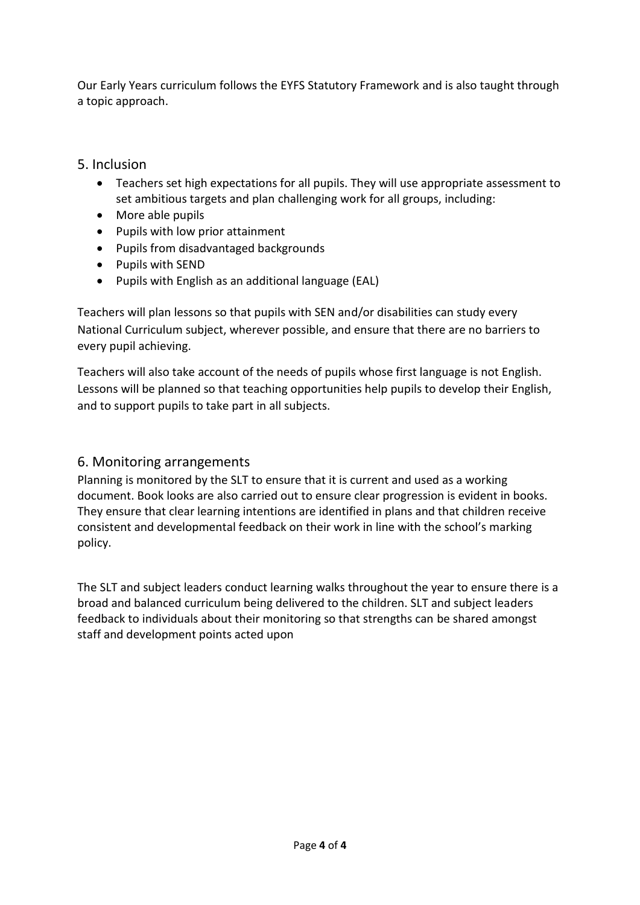Our Early Years curriculum follows the EYFS Statutory Framework and is also taught through a topic approach.

## 5. Inclusion

- Teachers set high expectations for all pupils. They will use appropriate assessment to set ambitious targets and plan challenging work for all groups, including:
- More able pupils
- Pupils with low prior attainment
- Pupils from disadvantaged backgrounds
- Pupils with SEND
- Pupils with English as an additional language (EAL)

Teachers will plan lessons so that pupils with SEN and/or disabilities can study every National Curriculum subject, wherever possible, and ensure that there are no barriers to every pupil achieving.

Teachers will also take account of the needs of pupils whose first language is not English. Lessons will be planned so that teaching opportunities help pupils to develop their English, and to support pupils to take part in all subjects.

## 6. Monitoring arrangements

Planning is monitored by the SLT to ensure that it is current and used as a working document. Book looks are also carried out to ensure clear progression is evident in books. They ensure that clear learning intentions are identified in plans and that children receive consistent and developmental feedback on their work in line with the school's marking policy.

The SLT and subject leaders conduct learning walks throughout the year to ensure there is a broad and balanced curriculum being delivered to the children. SLT and subject leaders feedback to individuals about their monitoring so that strengths can be shared amongst staff and development points acted upon